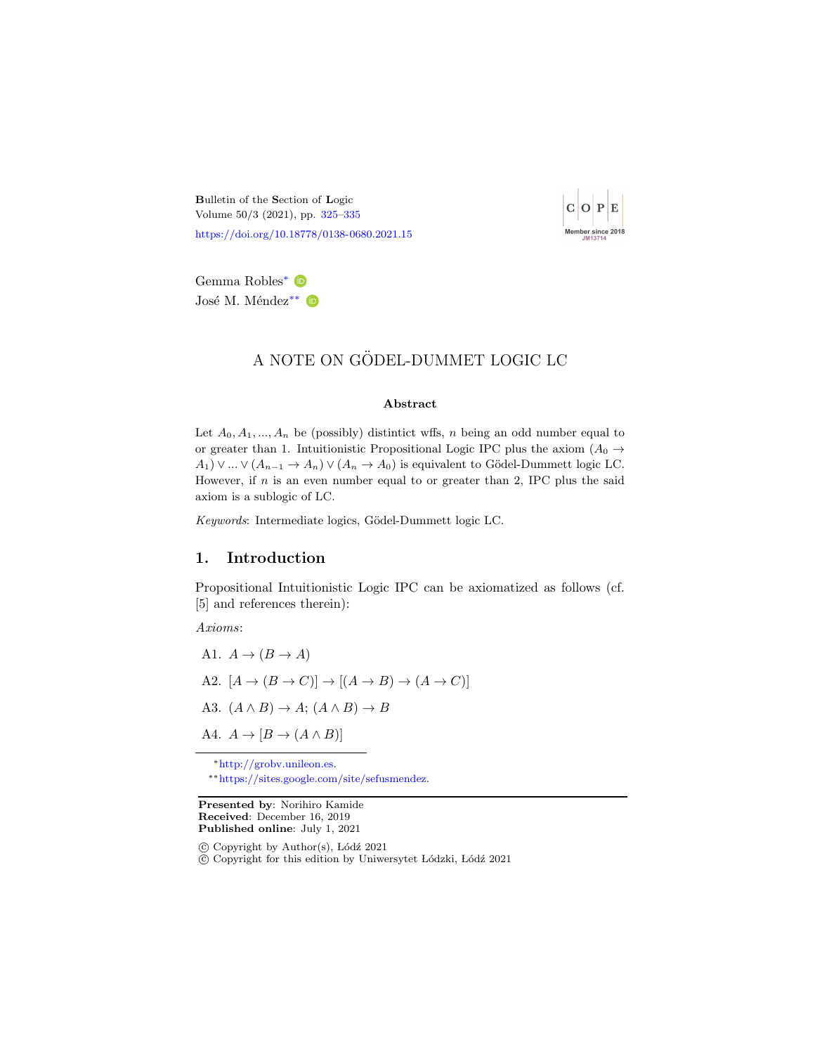Gemma Robles[*]
José M. Méndez[**]

# A NOTE ON GÖDEL-DUMMET LOGIC LC

**Abstract**

Let $A_0, A_1, ..., A_n$ be (possibly) distintict wffs, $n$ being an odd number equal to or greater than 1. Intuitionistic Propositional Logic IPC plus the axiom $(A_0 \to A_1) \vee ... \vee (A_{n-1} \to A_n) \vee (A_n \to A_0)$ is equivalent to Gödel-Dummett logic LC. However, if $n$ is an even number equal to or greater than 2, IPC plus the said axiom is a sublogic of LC.

*Keywords*: Intermediate logics, Gödel-Dummett logic LC.

## 1. Introduction

Propositional Intuitionistic Logic IPC can be axiomatized as follows (cf. [5] and references therein):

*Axioms*:

A1. $A \to (B \to A)$

A2. $[A \to (B \to C)] \to [(A \to B) \to (A \to C)]$

A3. $(A \wedge B) \to A$; $(A \wedge B) \to B$

A4. $A \to [B \to (A \wedge B)]$

[*] http://grobv.unileon.es.

[**] https://sites.google.com/site/sefusmendez.

**Presented by**: Norihiro Kamide
**Received**: December 16, 2019
**Published online**: July 1, 2021

© Copyright by Author(s), Łódź 2021
© Copyright for this edition by Uniwersytet Łódzki, Łódź 2021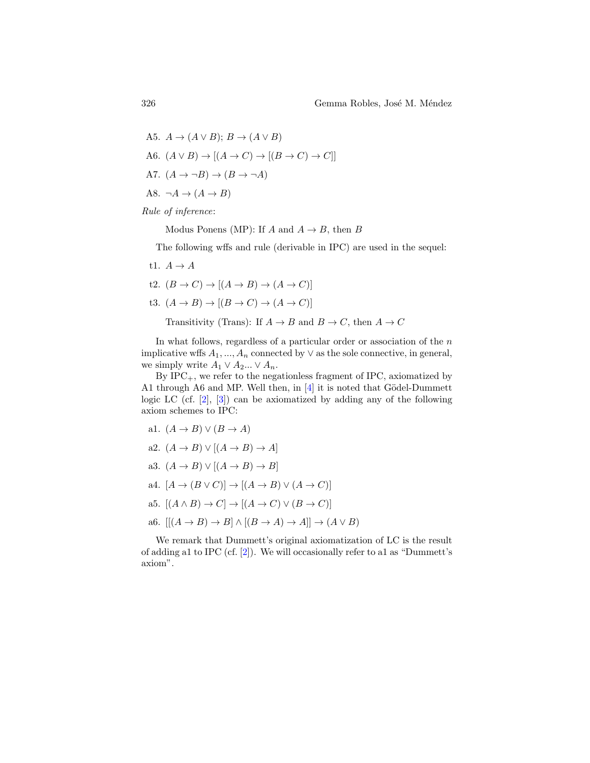A5. $A \to (A \vee B)$; $B \to (A \vee B)$

A6. $(A \vee B) \to [(A \to C) \to [(B \to C) \to C]]$

A7. $(A \to \neg B) \to (B \to \neg A)$

A8. $\neg A \to (A \to B)$

*Rule of inference*:

Modus Ponens (MP): If $A$ and $A \to B$, then $B$

The following wffs and rule (derivable in IPC) are used in the sequel:

t1. $A \to A$

t2. $(B \to C) \to [(A \to B) \to (A \to C)]$

t3. $(A \to B) \to [(B \to C) \to (A \to C)]$

Transitivity (Trans): If $A \to B$ and $B \to C$, then $A \to C$

In what follows, regardless of a particular order or association of the $n$ implicative wffs $A_1, ..., A_n$ connected by $\vee$ as the sole connective, in general, we simply write $A_1 \vee A_2 ... \vee A_n$.

By $\text{IPC}_+$, we refer to the negationless fragment of IPC, axiomatized by A1 through A6 and MP. Well then, in [4] it is noted that Gödel-Dummett logic LC (cf. [2], [3]) can be axiomatized by adding any of the following axiom schemes to IPC:

a1. $(A \to B) \vee (B \to A)$

a2. $(A \to B) \vee [(A \to B) \to A]$

a3. $(A \to B) \vee [(A \to B) \to B]$

a4. $[A \to (B \vee C)] \to [(A \to B) \vee (A \to C)]$

a5. $[(A \wedge B) \to C] \to [(A \to C) \vee (B \to C)]$

a6. $[[(A \to B) \to B] \wedge [(B \to A) \to A]] \to (A \vee B)$

We remark that Dummett's original axiomatization of LC is the result of adding a1 to IPC (cf. [2]). We will occasionally refer to a1 as "Dummett's axiom".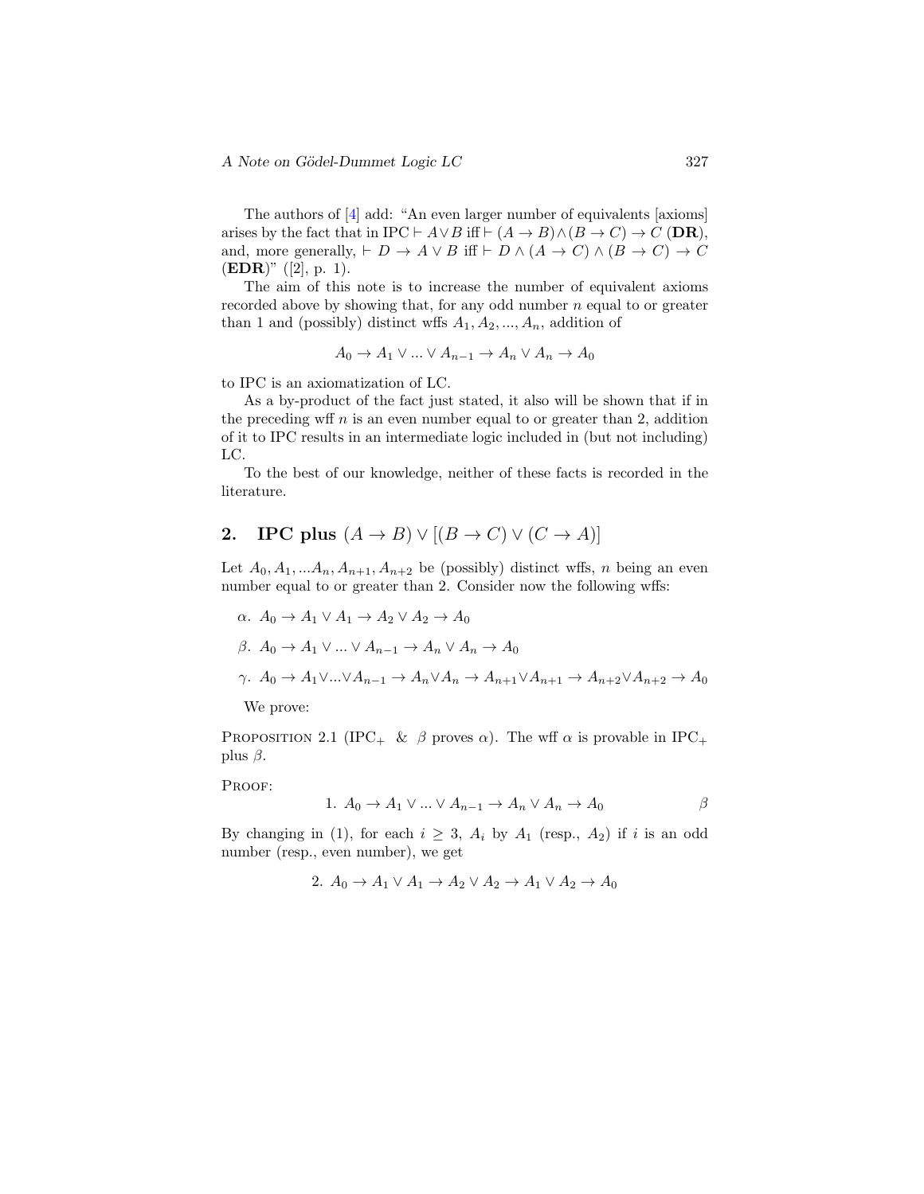The authors of [4] add: "An even larger number of equivalents [axioms] arises by the fact that in IPC $\vdash A \vee B$ iff $\vdash (A \to B) \wedge (B \to C) \to C$ (**DR**), and, more generally, $\vdash D \to A \vee B$ iff $\vdash D \wedge (A \to C) \wedge (B \to C) \to C$ (**EDR**)" ([2], p. 1).

The aim of this note is to increase the number of equivalent axioms recorded above by showing that, for any odd number $n$ equal to or greater than 1 and (possibly) distinct wffs $A_1, A_2, ..., A_n$, addition of

$$A_0 \to A_1 \vee ... \vee A_{n-1} \to A_n \vee A_n \to A_0$$

to IPC is an axiomatization of LC.

As a by-product of the fact just stated, it also will be shown that if in the preceding wff $n$ is an even number equal to or greater than 2, addition of it to IPC results in an intermediate logic included in (but not including) LC.

To the best of our knowledge, neither of these facts is recorded in the literature.

## 2. IPC plus $(A \to B) \vee [(B \to C) \vee (C \to A)]$

Let $A_0, A_1, ...A_n, A_{n+1}, A_{n+2}$ be (possibly) distinct wffs, $n$ being an even number equal to or greater than 2. Consider now the following wffs:

$\alpha$. $A_0 \to A_1 \vee A_1 \to A_2 \vee A_2 \to A_0$

$\beta$. $A_0 \to A_1 \vee ... \vee A_{n-1} \to A_n \vee A_n \to A_0$

$\gamma$. $A_0 \to A_1 \vee ... \vee A_{n-1} \to A_n \vee A_n \to A_{n+1} \vee A_{n+1} \to A_{n+2} \vee A_{n+2} \to A_0$

We prove:

Proposition 2.1 (IPC$_+$ & $\beta$ proves $\alpha$). The wff $\alpha$ is provable in IPC$_+$ plus $\beta$.

Proof:

$$1.\ A_0 \to A_1 \vee ... \vee A_{n-1} \to A_n \vee A_n \to A_0 \qquad \beta$$

By changing in (1), for each $i \geq 3$, $A_i$ by $A_1$ (resp., $A_2$) if $i$ is an odd number (resp., even number), we get

$$2.\ A_0 \to A_1 \vee A_1 \to A_2 \vee A_2 \to A_1 \vee A_2 \to A_0$$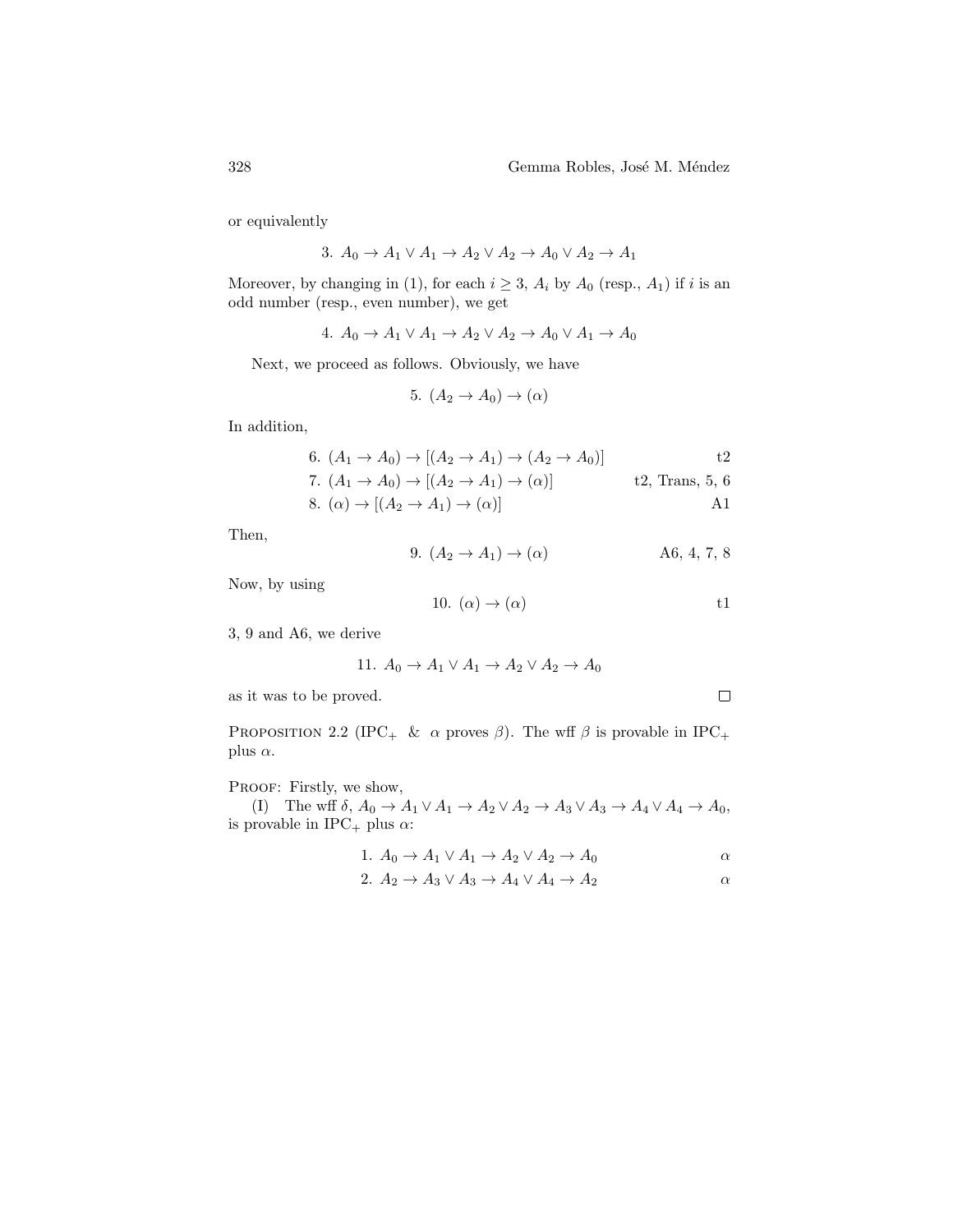or equivalently

$$3.\ A_0 \to A_1 \vee A_1 \to A_2 \vee A_2 \to A_0 \vee A_2 \to A_1$$

Moreover, by changing in (1), for each $i \geq 3$, $A_i$ by $A_0$ (resp., $A_1$) if $i$ is an odd number (resp., even number), we get

$$4.\ A_0 \to A_1 \vee A_1 \to A_2 \vee A_2 \to A_0 \vee A_1 \to A_0$$

Next, we proceed as follows. Obviously, we have

$$5.\ (A_2 \to A_0) \to (\alpha)$$

In addition,

$$6.\ (A_1 \to A_0) \to [(A_2 \to A_1) \to (A_2 \to A_0)] \qquad \text{t2}$$

$$7.\ (A_1 \to A_0) \to [(A_2 \to A_1) \to (\alpha)] \qquad \text{t2, Trans, 5, 6}$$

$$8.\ (\alpha) \to [(A_2 \to A_1) \to (\alpha)] \qquad \text{A1}$$

Then,

$$9.\ (A_2 \to A_1) \to (\alpha) \qquad \text{A6, 4, 7, 8}$$

Now, by using

$$10.\ (\alpha) \to (\alpha) \qquad \text{t1}$$

3, 9 and A6, we derive

$$11.\ A_0 \to A_1 \vee A_1 \to A_2 \vee A_2 \to A_0$$

as it was to be proved. □

Proposition 2.2 (IPC$_+$ & $\alpha$ proves $\beta$). The wff $\beta$ is provable in IPC$_+$ plus $\alpha$.

Proof: Firstly, we show,

(I) The wff $\delta$, $A_0 \to A_1 \vee A_1 \to A_2 \vee A_2 \to A_3 \vee A_3 \to A_4 \vee A_4 \to A_0$, is provable in IPC$_+$ plus $\alpha$:

$$1.\ A_0 \to A_1 \vee A_1 \to A_2 \vee A_2 \to A_0 \qquad \alpha$$

$$2.\ A_2 \to A_3 \vee A_3 \to A_4 \vee A_4 \to A_2 \qquad \alpha$$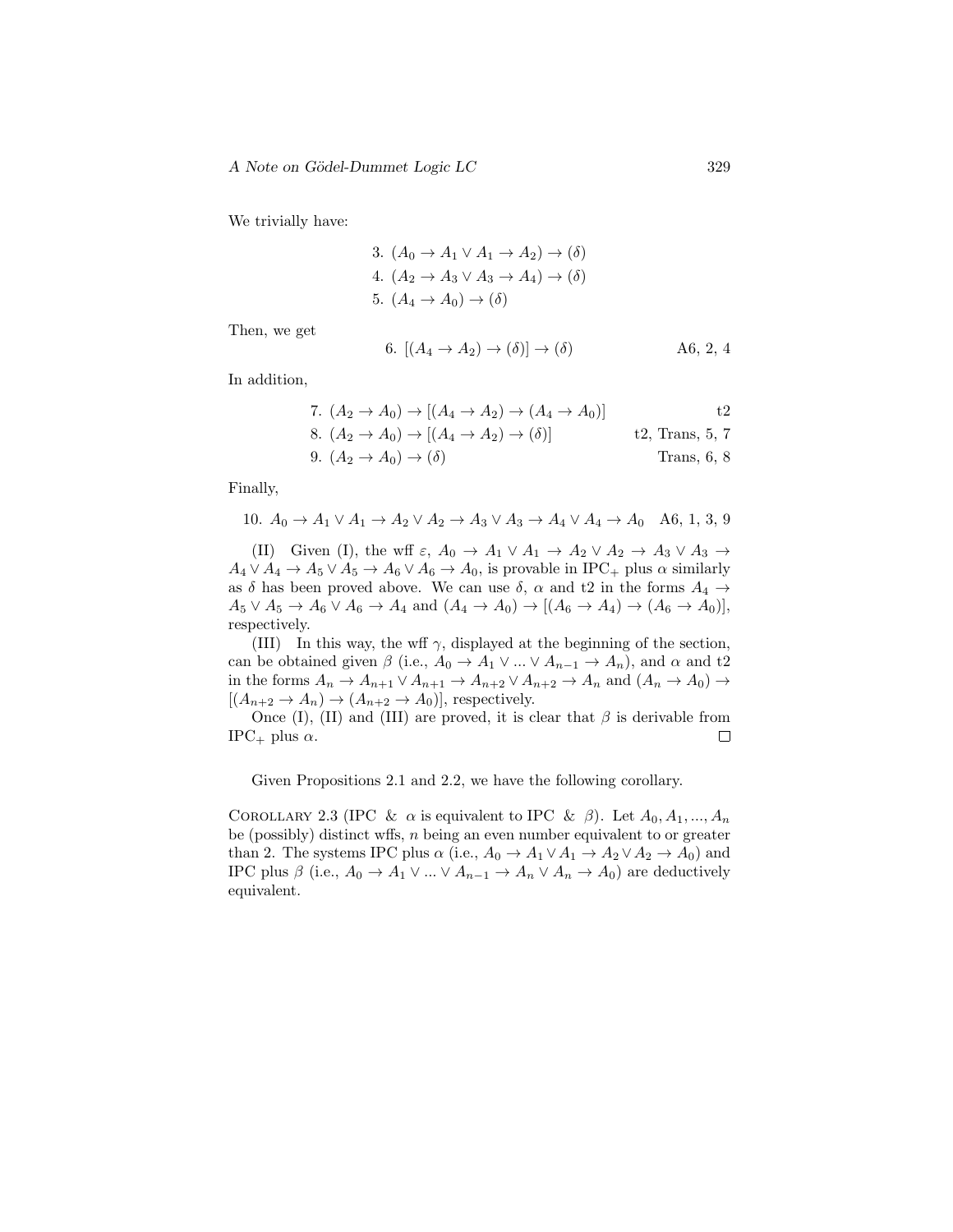We trivially have:

$$
\begin{aligned}
&3.\ (A_0 \to A_1 \vee A_1 \to A_2) \to (\delta)\\
&4.\ (A_2 \to A_3 \vee A_3 \to A_4) \to (\delta)\\
&5.\ (A_4 \to A_0) \to (\delta)
\end{aligned}
$$

Then, we get

$$6.\ [(A_4 \to A_2) \to (\delta)] \to (\delta) \qquad \text{A6, 2, 4}$$

In addition,

$$
\begin{aligned}
&7.\ (A_2 \to A_0) \to [(A_4 \to A_2) \to (A_4 \to A_0)] && \text{t2}\\
&8.\ (A_2 \to A_0) \to [(A_4 \to A_2) \to (\delta)] && \text{t2, Trans, 5, 7}\\
&9.\ (A_2 \to A_0) \to (\delta) && \text{Trans, 6, 8}
\end{aligned}
$$

Finally,

$$10.\ A_0 \to A_1 \vee A_1 \to A_2 \vee A_2 \to A_3 \vee A_3 \to A_4 \vee A_4 \to A_0 \quad \text{A6, 1, 3, 9}$$

(II) Given (I), the wff $\varepsilon$, $A_0 \to A_1 \vee A_1 \to A_2 \vee A_2 \to A_3 \vee A_3 \to A_4 \vee A_4 \to A_5 \vee A_5 \to A_6 \vee A_6 \to A_0$, is provable in IPC$_+$ plus $\alpha$ similarly as $\delta$ has been proved above. We can use $\delta$, $\alpha$ and t2 in the forms $A_4 \to A_5 \vee A_5 \to A_6 \vee A_6 \to A_4$ and $(A_4 \to A_0) \to [(A_6 \to A_4) \to (A_6 \to A_0)]$, respectively.

(III) In this way, the wff $\gamma$, displayed at the beginning of the section, can be obtained given $\beta$ (i.e., $A_0 \to A_1 \vee ... \vee A_{n-1} \to A_n$), and $\alpha$ and t2 in the forms $A_n \to A_{n+1} \vee A_{n+1} \to A_{n+2} \vee A_{n+2} \to A_n$ and $(A_n \to A_0) \to [(A_{n+2} \to A_n) \to (A_{n+2} \to A_0)]$, respectively.

Once (I), (II) and (III) are proved, it is clear that $\beta$ is derivable from IPC$_+$ plus $\alpha$. □

Given Propositions 2.1 and 2.2, we have the following corollary.

Corollary 2.3 (IPC & $\alpha$ is equivalent to IPC & $\beta$). Let $A_0, A_1, ..., A_n$ be (possibly) distinct wffs, $n$ being an even number equivalent to or greater than 2. The systems IPC plus $\alpha$ (i.e., $A_0 \to A_1 \vee A_1 \to A_2 \vee A_2 \to A_0$) and IPC plus $\beta$ (i.e., $A_0 \to A_1 \vee ... \vee A_{n-1} \to A_n \vee A_n \to A_0$) are deductively equivalent.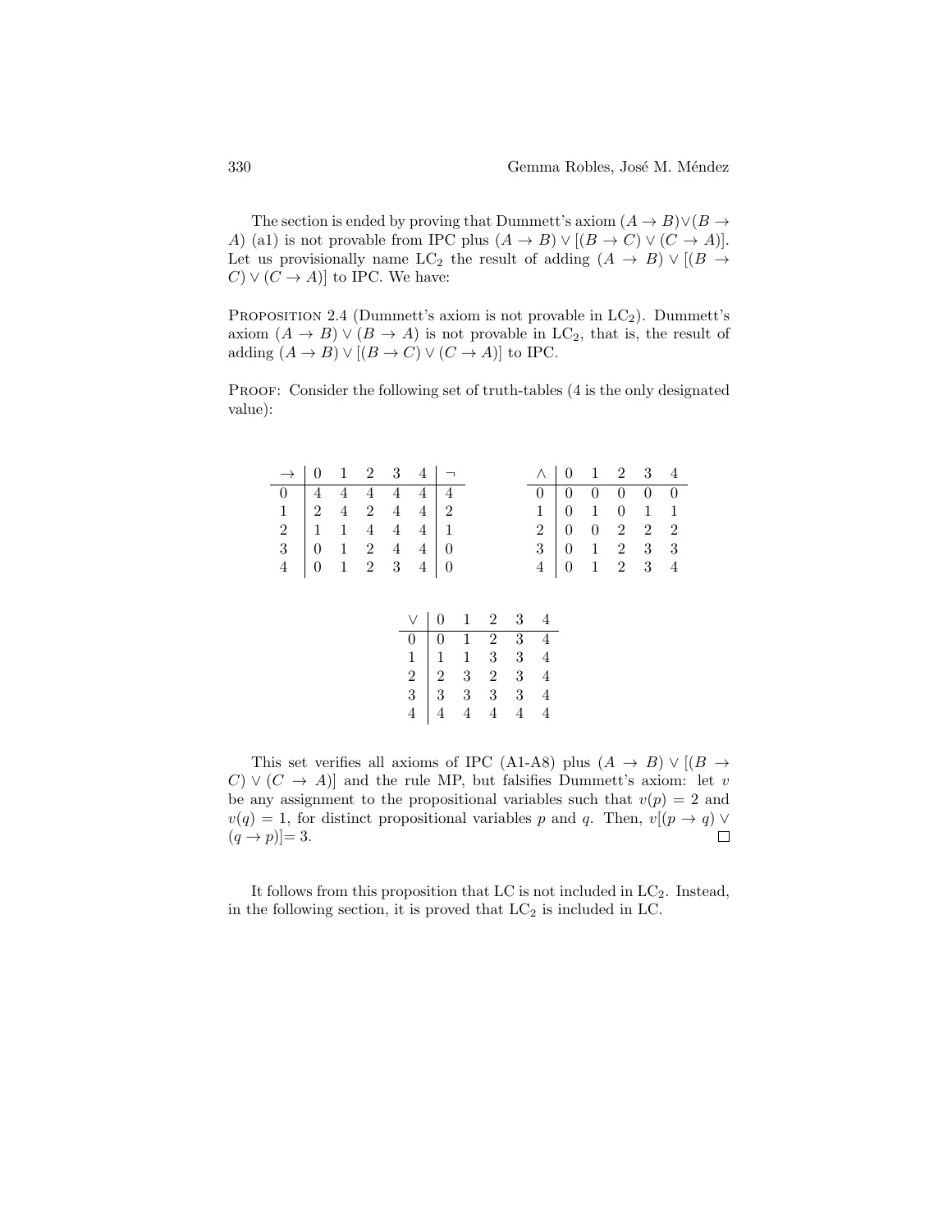The section is ended by proving that Dummett's axiom $(A \to B) \vee (B \to A)$ (a1) is not provable from IPC plus $(A \to B) \vee [(B \to C) \vee (C \to A)]$. Let us provisionally name $\mathrm{LC}_2$ the result of adding $(A \to B) \vee [(B \to C) \vee (C \to A)]$ to IPC. We have:

Proposition 2.4 (Dummett's axiom is not provable in $\mathrm{LC}_2$). Dummett's axiom $(A \to B) \vee (B \to A)$ is not provable in $\mathrm{LC}_2$, that is, the result of adding $(A \to B) \vee [(B \to C) \vee (C \to A)]$ to IPC.

Proof: Consider the following set of truth-tables (4 is the only designated value):

| $\to$ | 0 | 1 | 2 | 3 | 4 | $\neg$ |
|---|---|---|---|---|---|---|
| 0 | 4 | 4 | 4 | 4 | 4 | 4 |
| 1 | 2 | 4 | 2 | 4 | 4 | 2 |
| 2 | 1 | 1 | 4 | 4 | 4 | 1 |
| 3 | 0 | 1 | 2 | 4 | 4 | 0 |
| 4 | 0 | 1 | 2 | 3 | 4 | 0 |

| $\wedge$ | 0 | 1 | 2 | 3 | 4 |
|---|---|---|---|---|---|
| 0 | 0 | 0 | 0 | 0 | 0 |
| 1 | 0 | 1 | 0 | 1 | 1 |
| 2 | 0 | 0 | 2 | 2 | 2 |
| 3 | 0 | 1 | 2 | 3 | 3 |
| 4 | 0 | 1 | 2 | 3 | 4 |

| $\vee$ | 0 | 1 | 2 | 3 | 4 |
|---|---|---|---|---|---|
| 0 | 0 | 1 | 2 | 3 | 4 |
| 1 | 1 | 1 | 3 | 3 | 4 |
| 2 | 2 | 3 | 2 | 3 | 4 |
| 3 | 3 | 3 | 3 | 3 | 4 |
| 4 | 4 | 4 | 4 | 4 | 4 |

This set verifies all axioms of IPC (A1-A8) plus $(A \to B) \vee [(B \to C) \vee (C \to A)]$ and the rule MP, but falsifies Dummett's axiom: let $v$ be any assignment to the propositional variables such that $v(p) = 2$ and $v(q) = 1$, for distinct propositional variables $p$ and $q$. Then, $v[(p \to q) \vee (q \to p)] = 3$. □

It follows from this proposition that LC is not included in $\mathrm{LC}_2$. Instead, in the following section, it is proved that $\mathrm{LC}_2$ is included in LC.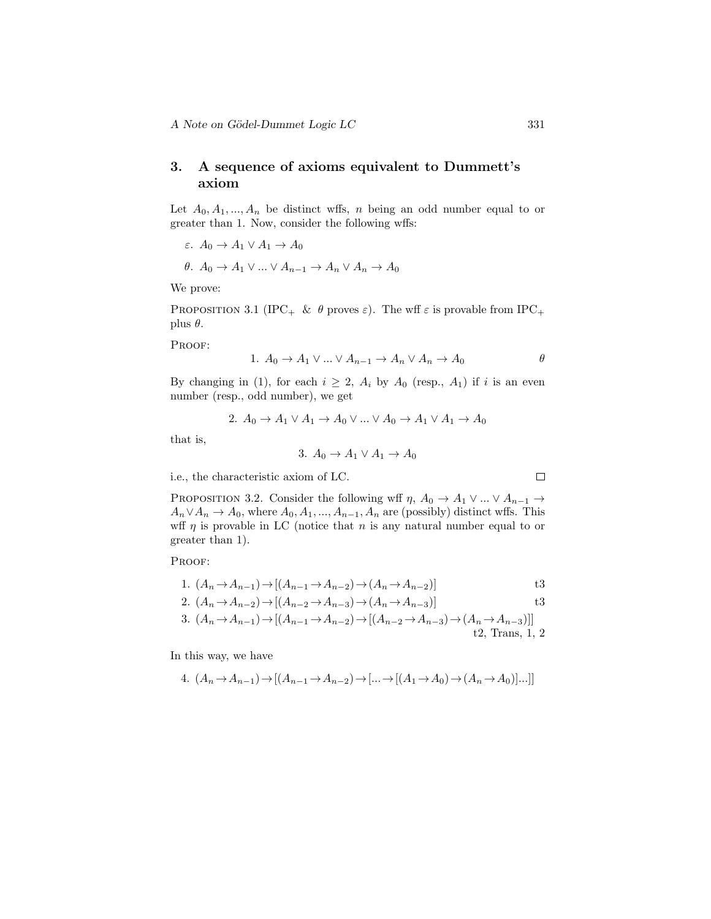## 3. A sequence of axioms equivalent to Dummett's axiom

Let $A_0, A_1, ..., A_n$ be distinct wffs, $n$ being an odd number equal to or greater than 1. Now, consider the following wffs:

$\varepsilon$. $A_0 \to A_1 \vee A_1 \to A_0$

$\theta$. $A_0 \to A_1 \vee ... \vee A_{n-1} \to A_n \vee A_n \to A_0$

We prove:

Proposition 3.1 (IPC$_+$ & $\theta$ proves $\varepsilon$). The wff $\varepsilon$ is provable from IPC$_+$ plus $\theta$.

Proof:

$$1. \ A_0 \to A_1 \vee ... \vee A_{n-1} \to A_n \vee A_n \to A_0 \qquad \theta$$

By changing in (1), for each $i \geq 2$, $A_i$ by $A_0$ (resp., $A_1$) if $i$ is an even number (resp., odd number), we get

$$2. \ A_0 \to A_1 \vee A_1 \to A_0 \vee ... \vee A_0 \to A_1 \vee A_1 \to A_0$$

that is,

$$3. \ A_0 \to A_1 \vee A_1 \to A_0$$

i.e., the characteristic axiom of LC. □

Proposition 3.2. Consider the following wff $\eta$, $A_0 \to A_1 \vee ... \vee A_{n-1} \to A_n \vee A_n \to A_0$, where $A_0, A_1, ..., A_{n-1}, A_n$ are (possibly) distinct wffs. This wff $\eta$ is provable in LC (notice that $n$ is any natural number equal to or greater than 1).

Proof:

1. $(A_n \to A_{n-1}) \to [(A_{n-1} \to A_{n-2}) \to (A_n \to A_{n-2})]$ t3
2. $(A_n \to A_{n-2}) \to [(A_{n-2} \to A_{n-3}) \to (A_n \to A_{n-3})]$ t3
3. $(A_n \to A_{n-1}) \to [(A_{n-1} \to A_{n-2}) \to [(A_{n-2} \to A_{n-3}) \to (A_n \to A_{n-3})]]$ t2, Trans, 1, 2

In this way, we have

4. $(A_n \to A_{n-1}) \to [(A_{n-1} \to A_{n-2}) \to [... \to [(A_1 \to A_0) \to (A_n \to A_0)]...]]$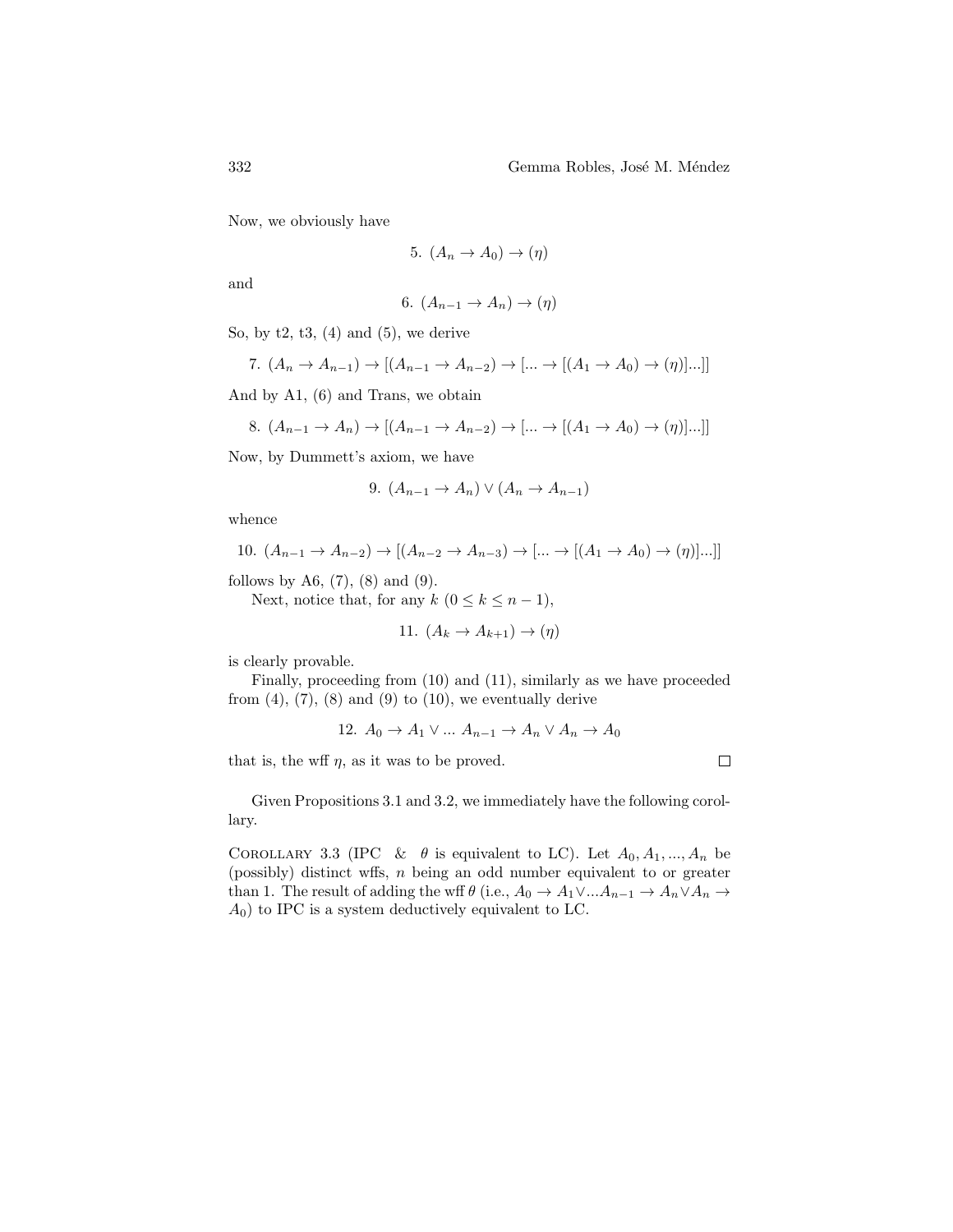Now, we obviously have

$$5.\ (A_n \to A_0) \to (\eta)$$

and

$$6.\ (A_{n-1} \to A_n) \to (\eta)$$

So, by t2, t3, (4) and (5), we derive

$$7.\ (A_n \to A_{n-1}) \to [(A_{n-1} \to A_{n-2}) \to [... \to [(A_1 \to A_0) \to (\eta)]...]]$$

And by A1, (6) and Trans, we obtain

$$8.\ (A_{n-1} \to A_n) \to [(A_{n-1} \to A_{n-2}) \to [... \to [(A_1 \to A_0) \to (\eta)]...]]$$

Now, by Dummett's axiom, we have

$$9.\ (A_{n-1} \to A_n) \vee (A_n \to A_{n-1})$$

whence

$$10.\ (A_{n-1} \to A_{n-2}) \to [(A_{n-2} \to A_{n-3}) \to [... \to [(A_1 \to A_0) \to (\eta)]...]]$$

follows by A6, (7), (8) and (9).

Next, notice that, for any $k$ $(0 \leq k \leq n-1)$,

$$11.\ (A_k \to A_{k+1}) \to (\eta)$$

is clearly provable.

Finally, proceeding from (10) and (11), similarly as we have proceeded from (4), (7), (8) and (9) to (10), we eventually derive

$$12.\ A_0 \to A_1 \vee ...\ A_{n-1} \to A_n \vee A_n \to A_0$$

that is, the wff $\eta$, as it was to be proved. □

Given Propositions 3.1 and 3.2, we immediately have the following corollary.

COROLLARY 3.3 (IPC & $\theta$ is equivalent to LC). Let $A_0, A_1, ..., A_n$ be (possibly) distinct wffs, $n$ being an odd number equivalent to or greater than 1. The result of adding the wff $\theta$ (i.e., $A_0 \to A_1 \vee ... A_{n-1} \to A_n \vee A_n \to A_0$) to IPC is a system deductively equivalent to LC.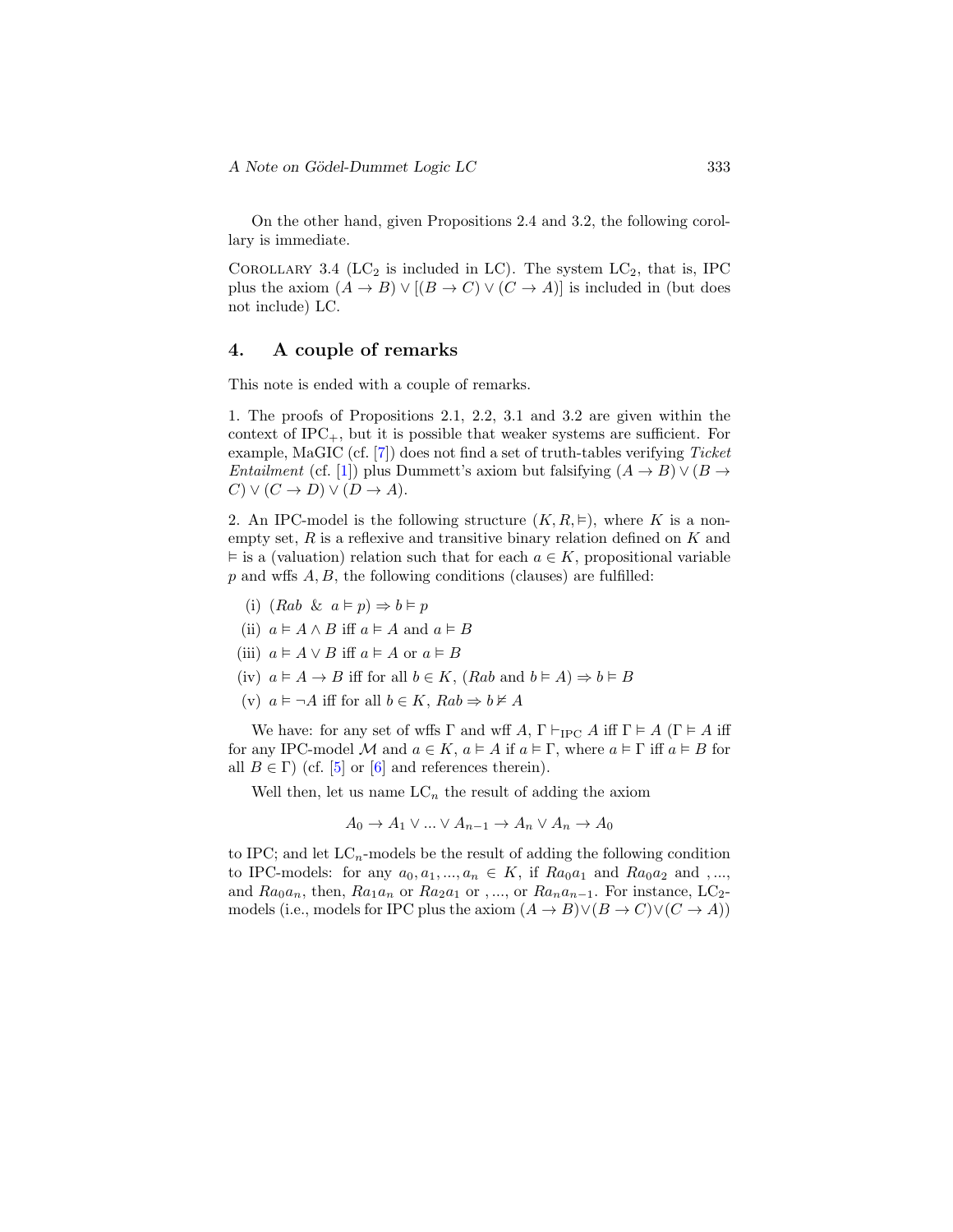On the other hand, given Propositions 2.4 and 3.2, the following corollary is immediate.

COROLLARY 3.4 ($LC_2$ is included in LC). The system $LC_2$, that is, IPC plus the axiom $(A \to B) \vee [(B \to C) \vee (C \to A)]$ is included in (but does not include) LC.

## 4. A couple of remarks

This note is ended with a couple of remarks.

1. The proofs of Propositions 2.1, 2.2, 3.1 and 3.2 are given within the context of $IPC_+$, but it is possible that weaker systems are sufficient. For example, MaGIC (cf. [7]) does not find a set of truth-tables verifying *Ticket Entailment* (cf. [1]) plus Dummett's axiom but falsifying $(A \to B) \vee (B \to C) \vee (C \to D) \vee (D \to A)$.

2. An IPC-model is the following structure $(K, R, \vDash)$, where $K$ is a nonempty set, $R$ is a reflexive and transitive binary relation defined on $K$ and $\vDash$ is a (valuation) relation such that for each $a \in K$, propositional variable $p$ and wffs $A, B$, the following conditions (clauses) are fulfilled:

(i) $(Rab \;\; \& \;\; a \vDash p) \Rightarrow b \vDash p$

(ii) $a \vDash A \wedge B$ iff $a \vDash A$ and $a \vDash B$

(iii) $a \vDash A \vee B$ iff $a \vDash A$ or $a \vDash B$

(iv) $a \vDash A \to B$ iff for all $b \in K$, $(Rab$ and $b \vDash A) \Rightarrow b \vDash B$

(v) $a \vDash \neg A$ iff for all $b \in K$, $Rab \Rightarrow b \nvDash A$

We have: for any set of wffs $\Gamma$ and wff $A$, $\Gamma \vdash_{\mathrm{IPC}} A$ iff $\Gamma \vDash A$ ($\Gamma \vDash A$ iff for any IPC-model $\mathcal{M}$ and $a \in K$, $a \vDash A$ if $a \vDash \Gamma$, where $a \vDash \Gamma$ iff $a \vDash B$ for all $B \in \Gamma$) (cf. [5] or [6] and references therein).

Well then, let us name $LC_n$ the result of adding the axiom

$$A_0 \to A_1 \vee ... \vee A_{n-1} \to A_n \vee A_n \to A_0$$

to IPC; and let $LC_n$-models be the result of adding the following condition to IPC-models: for any $a_0, a_1, ..., a_n \in K$, if $Ra_0a_1$ and $Ra_0a_2$ and ,..., and $Ra_0a_n$, then, $Ra_1a_n$ or $Ra_2a_1$ or ,..., or $Ra_na_{n-1}$. For instance, $LC_2$-models (i.e., models for IPC plus the axiom $(A \to B) \vee (B \to C) \vee (C \to A)$)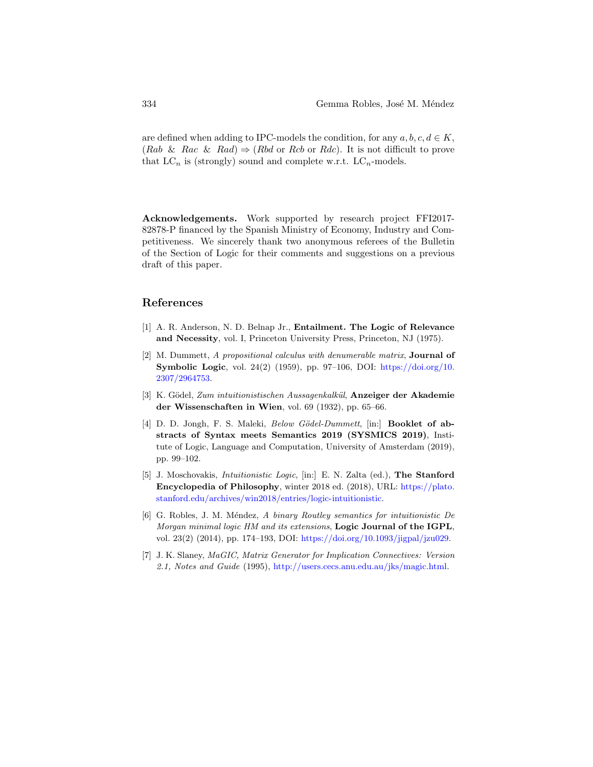are defined when adding to IPC-models the condition, for any $a, b, c, d \in K$, $(Rab \ \& \ Rac \ \& \ Rad) \Rightarrow (Rbd \text{ or } Rcb \text{ or } Rdc)$. It is not difficult to prove that $\mathrm{LC}_n$ is (strongly) sound and complete w.r.t. $\mathrm{LC}_n$-models.

**Acknowledgements.** Work supported by research project FFI2017-82878-P financed by the Spanish Ministry of Economy, Industry and Competitiveness. We sincerely thank two anonymous referees of the Bulletin of the Section of Logic for their comments and suggestions on a previous draft of this paper.

## References

[1] A. R. Anderson, N. D. Belnap Jr., **Entailment. The Logic of Relevance and Necessity**, vol. I, Princeton University Press, Princeton, NJ (1975).

[2] M. Dummett, *A propositional calculus with denumerable matrix*, **Journal of Symbolic Logic**, vol. 24(2) (1959), pp. 97–106, DOI: https://doi.org/10.2307/2964753.

[3] K. Gödel, *Zum intuitionistischen Aussagenkalkül*, **Anzeiger der Akademie der Wissenschaften in Wien**, vol. 69 (1932), pp. 65–66.

[4] D. D. Jongh, F. S. Maleki, *Below Gödel-Dummett*, [in:] **Booklet of abstracts of Syntax meets Semantics 2019 (SYSMICS 2019)**, Institute of Logic, Language and Computation, University of Amsterdam (2019), pp. 99–102.

[5] J. Moschovakis, *Intuitionistic Logic*, [in:] E. N. Zalta (ed.), **The Stanford Encyclopedia of Philosophy**, winter 2018 ed. (2018), URL: https://plato.stanford.edu/archives/win2018/entries/logic-intuitionistic.

[6] G. Robles, J. M. Méndez, *A binary Routley semantics for intuitionistic De Morgan minimal logic HM and its extensions*, **Logic Journal of the IGPL**, vol. 23(2) (2014), pp. 174–193, DOI: https://doi.org/10.1093/jigpal/jzu029.

[7] J. K. Slaney, *MaGIC, Matrix Generator for Implication Connectives: Version 2.1, Notes and Guide* (1995), http://users.cecs.anu.edu.au/jks/magic.html.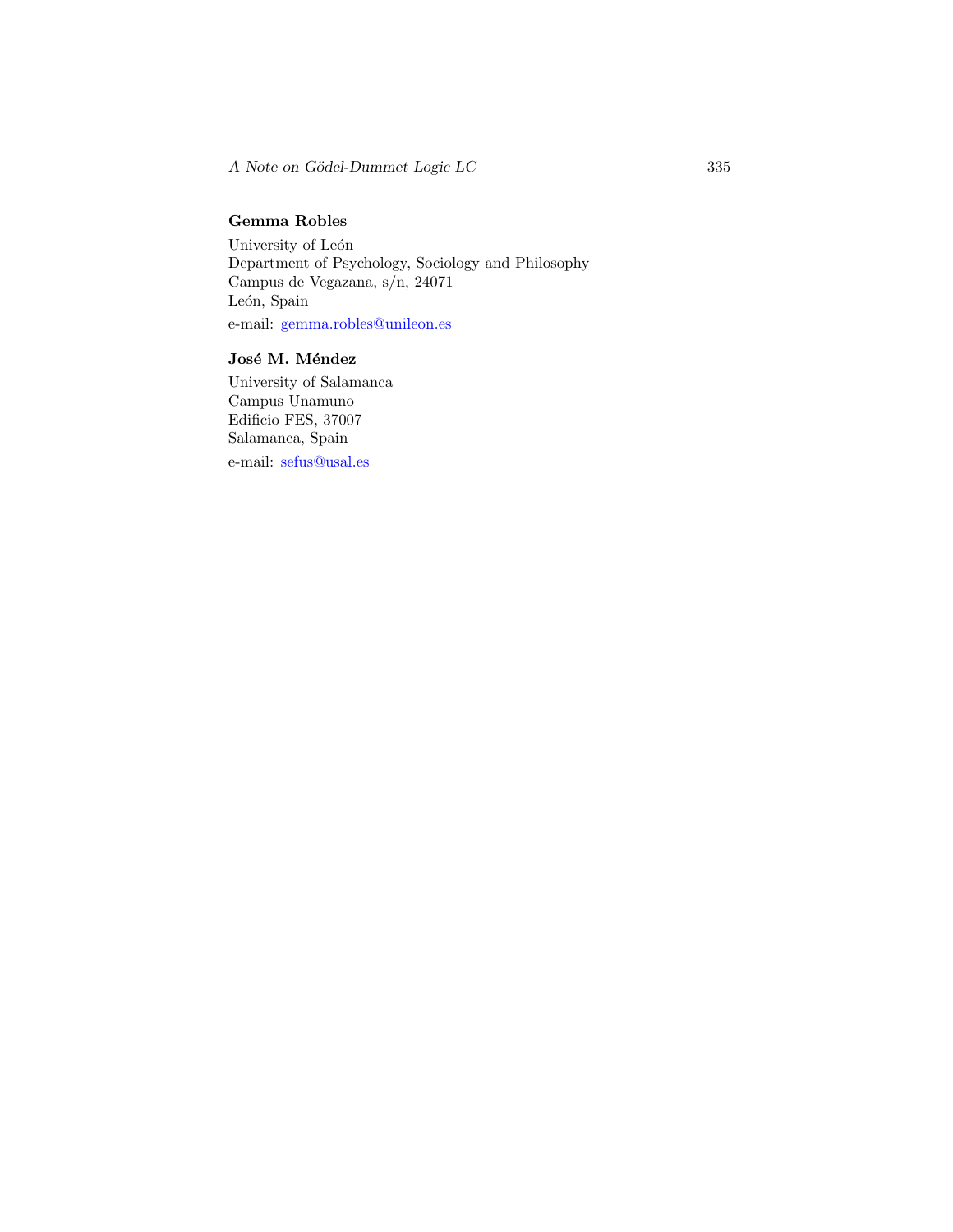**Gemma Robles**

University of León
Department of Psychology, Sociology and Philosophy
Campus de Vegazana, s/n, 24071
León, Spain

e-mail: gemma.robles@unileon.es

**José M. Méndez**

University of Salamanca
Campus Unamuno
Edificio FES, 37007
Salamanca, Spain

e-mail: sefus@usal.es